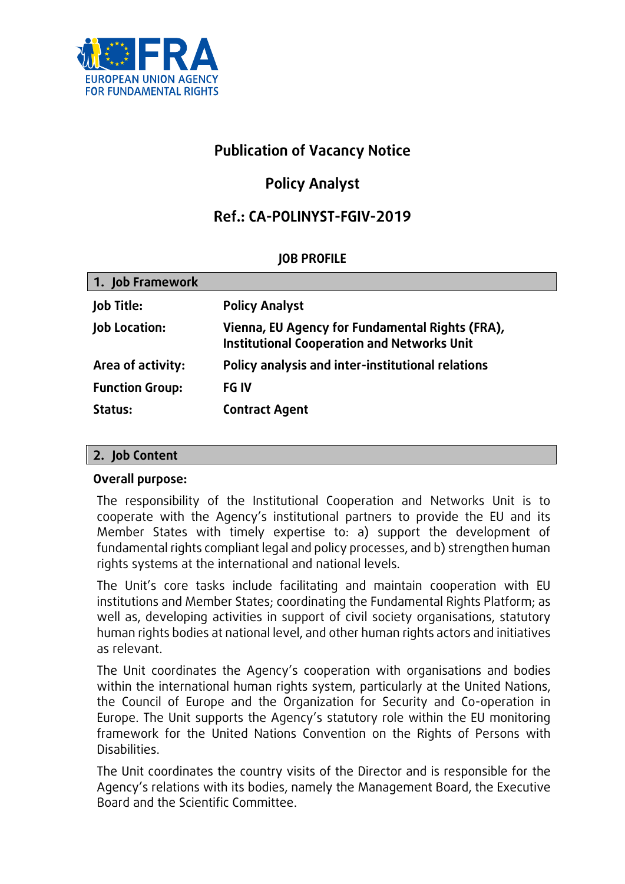EUROPEAN UNION AGENCY FOR FUNDAMENTAL RIGHTS

# Publication of Vacancy Notice

# Policy Analyst

# Ref.: CA-POLINYST-FGIV-2019

**JOB PROFILE**

## 1. Job Framework

| | |
|---|---|
| **Job Title:** | **Policy Analyst** |
| **Job Location:** | **Vienna, EU Agency for Fundamental Rights (FRA), Institutional Cooperation and Networks Unit** |
| **Area of activity:** | **Policy analysis and inter-institutional relations** |
| **Function Group:** | **FG IV** |
| **Status:** | **Contract Agent** |

## 2. Job Content

**Overall purpose:**

The responsibility of the Institutional Cooperation and Networks Unit is to cooperate with the Agency's institutional partners to provide the EU and its Member States with timely expertise to: a) support the development of fundamental rights compliant legal and policy processes, and b) strengthen human rights systems at the international and national levels.

The Unit's core tasks include facilitating and maintain cooperation with EU institutions and Member States; coordinating the Fundamental Rights Platform; as well as, developing activities in support of civil society organisations, statutory human rights bodies at national level, and other human rights actors and initiatives as relevant.

The Unit coordinates the Agency's cooperation with organisations and bodies within the international human rights system, particularly at the United Nations, the Council of Europe and the Organization for Security and Co-operation in Europe. The Unit supports the Agency's statutory role within the EU monitoring framework for the United Nations Convention on the Rights of Persons with Disabilities.

The Unit coordinates the country visits of the Director and is responsible for the Agency's relations with its bodies, namely the Management Board, the Executive Board and the Scientific Committee.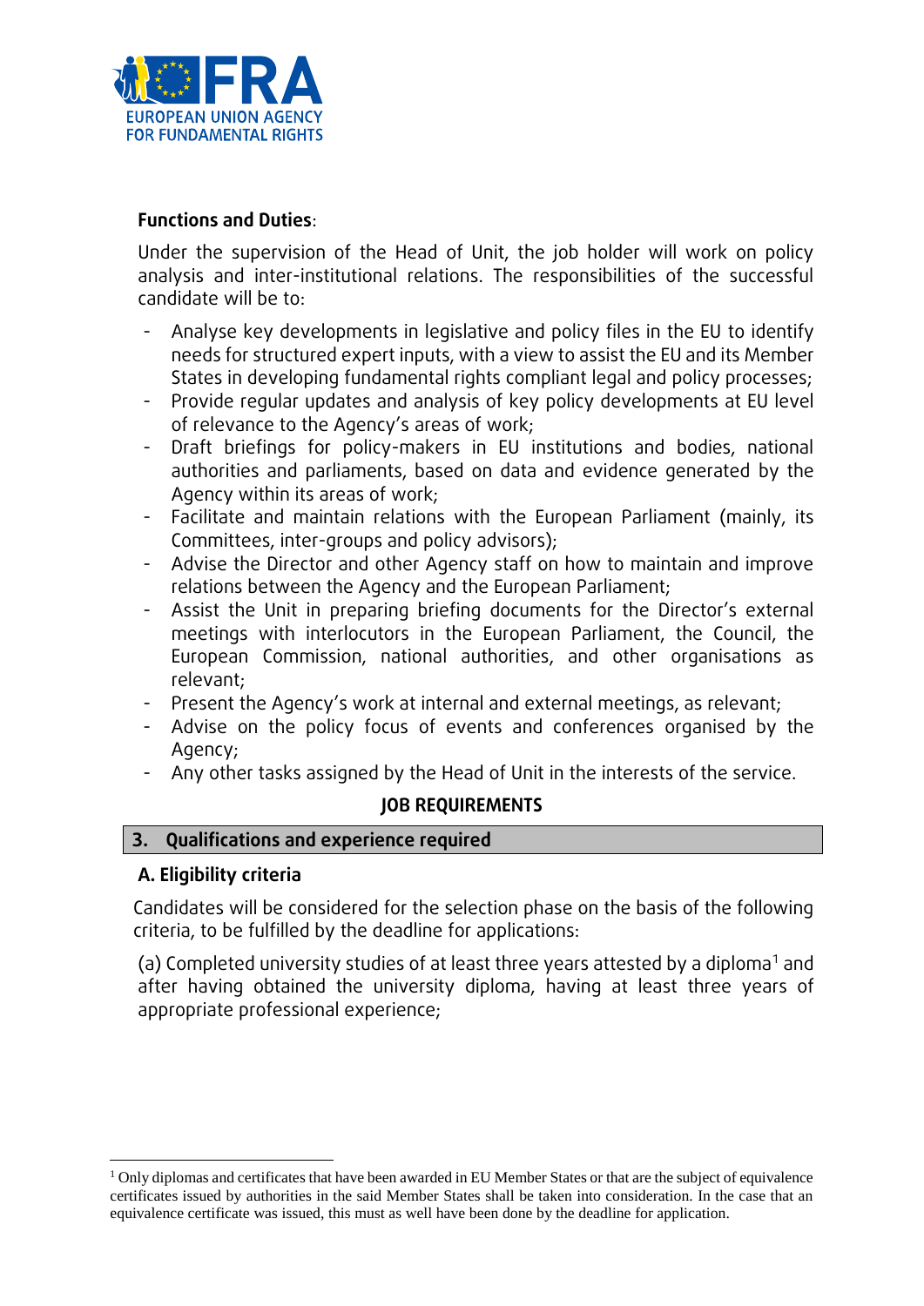**Functions and Duties**:

Under the supervision of the Head of Unit, the job holder will work on policy analysis and inter-institutional relations. The responsibilities of the successful candidate will be to:

- Analyse key developments in legislative and policy files in the EU to identify needs for structured expert inputs, with a view to assist the EU and its Member States in developing fundamental rights compliant legal and policy processes;
- Provide regular updates and analysis of key policy developments at EU level of relevance to the Agency's areas of work;
- Draft briefings for policy-makers in EU institutions and bodies, national authorities and parliaments, based on data and evidence generated by the Agency within its areas of work;
- Facilitate and maintain relations with the European Parliament (mainly, its Committees, inter-groups and policy advisors);
- Advise the Director and other Agency staff on how to maintain and improve relations between the Agency and the European Parliament;
- Assist the Unit in preparing briefing documents for the Director's external meetings with interlocutors in the European Parliament, the Council, the European Commission, national authorities, and other organisations as relevant;
- Present the Agency's work at internal and external meetings, as relevant;
- Advise on the policy focus of events and conferences organised by the Agency;
- Any other tasks assigned by the Head of Unit in the interests of the service.

## JOB REQUIREMENTS

## 3. Qualifications and experience required

### A. Eligibility criteria

Candidates will be considered for the selection phase on the basis of the following criteria, to be fulfilled by the deadline for applications:

(a) Completed university studies of at least three years attested by a diploma[1] and after having obtained the university diploma, having at least three years of appropriate professional experience;

[1] Only diplomas and certificates that have been awarded in EU Member States or that are the subject of equivalence certificates issued by authorities in the said Member States shall be taken into consideration. In the case that an equivalence certificate was issued, this must as well have been done by the deadline for application.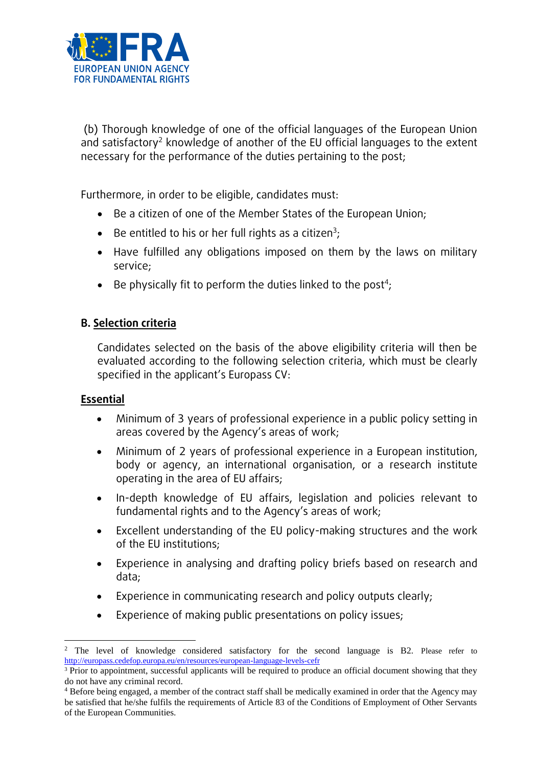(b) Thorough knowledge of one of the official languages of the European Union and satisfactory[2] knowledge of another of the EU official languages to the extent necessary for the performance of the duties pertaining to the post;

Furthermore, in order to be eligible, candidates must:

- Be a citizen of one of the Member States of the European Union;
- Be entitled to his or her full rights as a citizen[3];
- Have fulfilled any obligations imposed on them by the laws on military service;
- Be physically fit to perform the duties linked to the post[4];

**B. Selection criteria**

Candidates selected on the basis of the above eligibility criteria will then be evaluated according to the following selection criteria, which must be clearly specified in the applicant's Europass CV:

**Essential**

- Minimum of 3 years of professional experience in a public policy setting in areas covered by the Agency's areas of work;
- Minimum of 2 years of professional experience in a European institution, body or agency, an international organisation, or a research institute operating in the area of EU affairs;
- In-depth knowledge of EU affairs, legislation and policies relevant to fundamental rights and to the Agency's areas of work;
- Excellent understanding of the EU policy-making structures and the work of the EU institutions;
- Experience in analysing and drafting policy briefs based on research and data;
- Experience in communicating research and policy outputs clearly;
- Experience of making public presentations on policy issues;

---

[2] The level of knowledge considered satisfactory for the second language is B2. Please refer to http://europass.cedefop.europa.eu/en/resources/european-language-levels-cefr

[3] Prior to appointment, successful applicants will be required to produce an official document showing that they do not have any criminal record.

[4] Before being engaged, a member of the contract staff shall be medically examined in order that the Agency may be satisfied that he/she fulfils the requirements of Article 83 of the Conditions of Employment of Other Servants of the European Communities.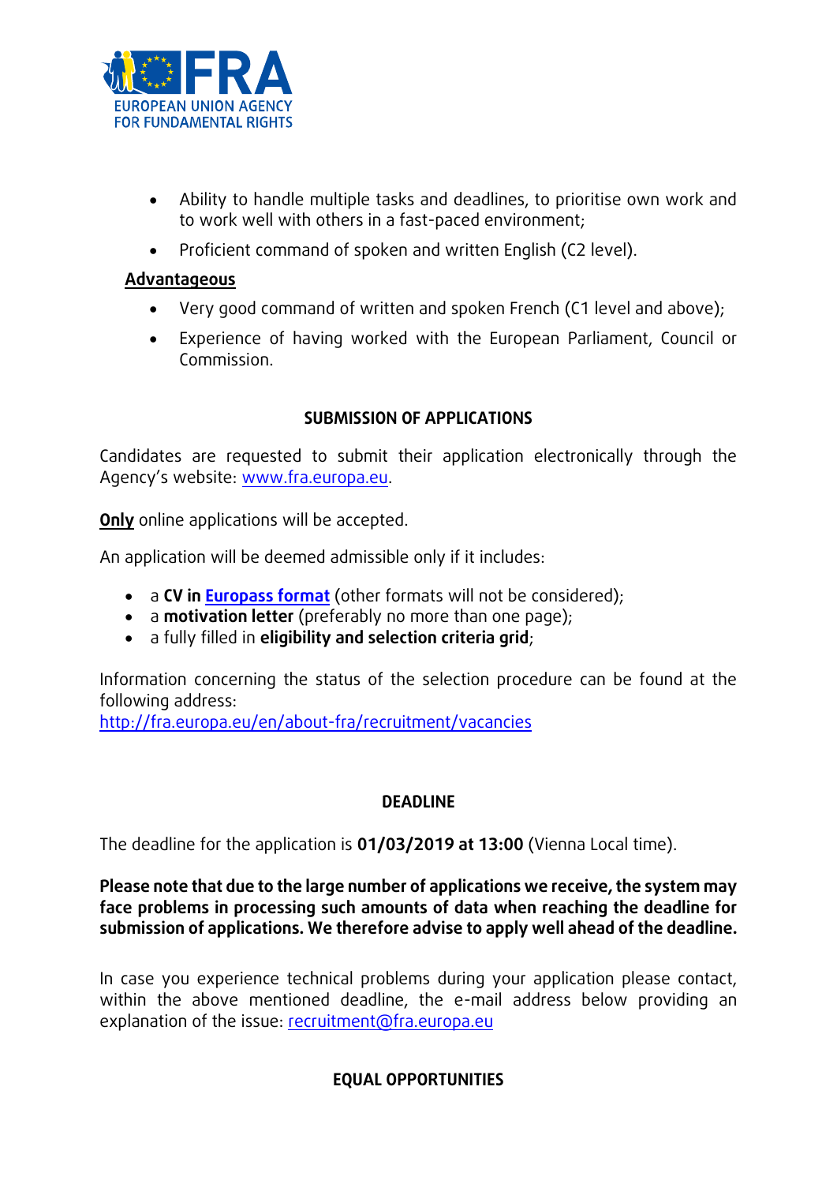- Ability to handle multiple tasks and deadlines, to prioritise own work and to work well with others in a fast-paced environment;
- Proficient command of spoken and written English (C2 level).

**Advantageous**

- Very good command of written and spoken French (C1 level and above);
- Experience of having worked with the European Parliament, Council or Commission.

## SUBMISSION OF APPLICATIONS

Candidates are requested to submit their application electronically through the Agency's website: www.fra.europa.eu.

**Only** online applications will be accepted.

An application will be deemed admissible only if it includes:

- a **CV in Europass format** (other formats will not be considered);
- a **motivation letter** (preferably no more than one page);
- a fully filled in **eligibility and selection criteria grid**;

Information concerning the status of the selection procedure can be found at the following address:
http://fra.europa.eu/en/about-fra/recruitment/vacancies

## DEADLINE

The deadline for the application is **01/03/2019 at 13:00** (Vienna Local time).

**Please note that due to the large number of applications we receive, the system may face problems in processing such amounts of data when reaching the deadline for submission of applications. We therefore advise to apply well ahead of the deadline.**

In case you experience technical problems during your application please contact, within the above mentioned deadline, the e-mail address below providing an explanation of the issue: recruitment@fra.europa.eu

## EQUAL OPPORTUNITIES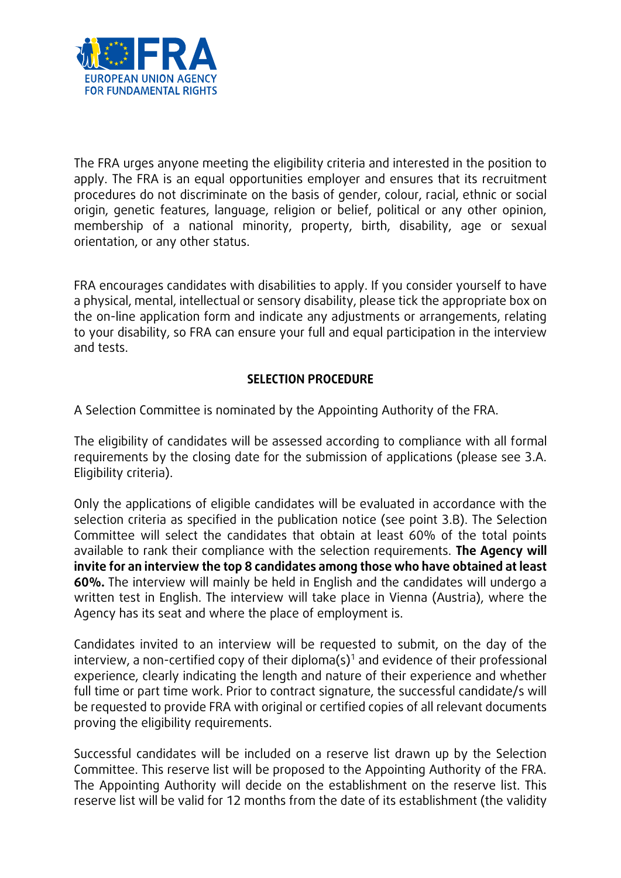The FRA urges anyone meeting the eligibility criteria and interested in the position to apply. The FRA is an equal opportunities employer and ensures that its recruitment procedures do not discriminate on the basis of gender, colour, racial, ethnic or social origin, genetic features, language, religion or belief, political or any other opinion, membership of a national minority, property, birth, disability, age or sexual orientation, or any other status.

FRA encourages candidates with disabilities to apply. If you consider yourself to have a physical, mental, intellectual or sensory disability, please tick the appropriate box on the on-line application form and indicate any adjustments or arrangements, relating to your disability, so FRA can ensure your full and equal participation in the interview and tests.

## SELECTION PROCEDURE

A Selection Committee is nominated by the Appointing Authority of the FRA.

The eligibility of candidates will be assessed according to compliance with all formal requirements by the closing date for the submission of applications (please see 3.A. Eligibility criteria).

Only the applications of eligible candidates will be evaluated in accordance with the selection criteria as specified in the publication notice (see point 3.B). The Selection Committee will select the candidates that obtain at least 60% of the total points available to rank their compliance with the selection requirements. **The Agency will invite for an interview the top 8 candidates among those who have obtained at least 60%.** The interview will mainly be held in English and the candidates will undergo a written test in English. The interview will take place in Vienna (Austria), where the Agency has its seat and where the place of employment is.

Candidates invited to an interview will be requested to submit, on the day of the interview, a non-certified copy of their diploma(s)[1] and evidence of their professional experience, clearly indicating the length and nature of their experience and whether full time or part time work. Prior to contract signature, the successful candidate/s will be requested to provide FRA with original or certified copies of all relevant documents proving the eligibility requirements.

Successful candidates will be included on a reserve list drawn up by the Selection Committee. This reserve list will be proposed to the Appointing Authority of the FRA. The Appointing Authority will decide on the establishment on the reserve list. This reserve list will be valid for 12 months from the date of its establishment (the validity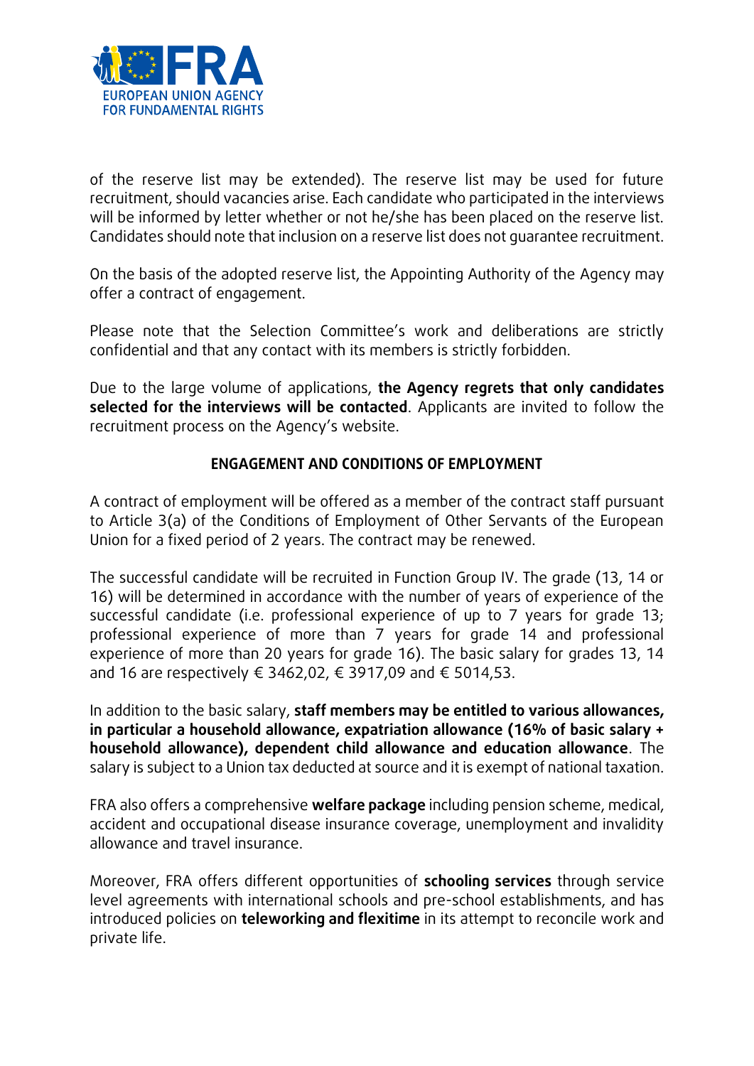of the reserve list may be extended). The reserve list may be used for future recruitment, should vacancies arise. Each candidate who participated in the interviews will be informed by letter whether or not he/she has been placed on the reserve list. Candidates should note that inclusion on a reserve list does not guarantee recruitment.

On the basis of the adopted reserve list, the Appointing Authority of the Agency may offer a contract of engagement.

Please note that the Selection Committee's work and deliberations are strictly confidential and that any contact with its members is strictly forbidden.

Due to the large volume of applications, **the Agency regrets that only candidates selected for the interviews will be contacted**. Applicants are invited to follow the recruitment process on the Agency's website.

## ENGAGEMENT AND CONDITIONS OF EMPLOYMENT

A contract of employment will be offered as a member of the contract staff pursuant to Article 3(a) of the Conditions of Employment of Other Servants of the European Union for a fixed period of 2 years. The contract may be renewed.

The successful candidate will be recruited in Function Group IV. The grade (13, 14 or 16) will be determined in accordance with the number of years of experience of the successful candidate (i.e. professional experience of up to 7 years for grade 13; professional experience of more than 7 years for grade 14 and professional experience of more than 20 years for grade 16). The basic salary for grades 13, 14 and 16 are respectively € 3462,02, € 3917,09 and € 5014,53.

In addition to the basic salary, **staff members may be entitled to various allowances, in particular a household allowance, expatriation allowance (16% of basic salary + household allowance), dependent child allowance and education allowance**. The salary is subject to a Union tax deducted at source and it is exempt of national taxation.

FRA also offers a comprehensive **welfare package** including pension scheme, medical, accident and occupational disease insurance coverage, unemployment and invalidity allowance and travel insurance.

Moreover, FRA offers different opportunities of **schooling services** through service level agreements with international schools and pre-school establishments, and has introduced policies on **teleworking and flexitime** in its attempt to reconcile work and private life.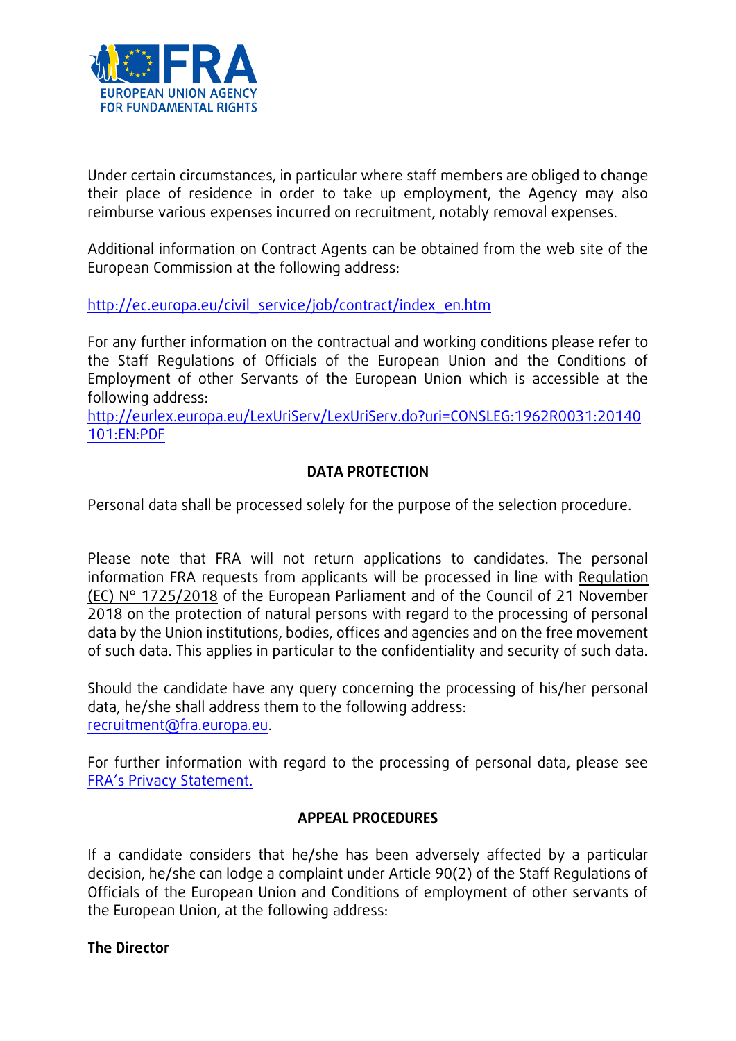Under certain circumstances, in particular where staff members are obliged to change their place of residence in order to take up employment, the Agency may also reimburse various expenses incurred on recruitment, notably removal expenses.

Additional information on Contract Agents can be obtained from the web site of the European Commission at the following address:

[http://ec.europa.eu/civil_service/job/contract/index_en.htm](http://ec.europa.eu/civil_service/job/contract/index_en.htm)

For any further information on the contractual and working conditions please refer to the Staff Regulations of Officials of the European Union and the Conditions of Employment of other Servants of the European Union which is accessible at the following address:
[http://eurlex.europa.eu/LexUriServ/LexUriServ.do?uri=CONSLEG:1962R0031:20140101:EN:PDF](http://eurlex.europa.eu/LexUriServ/LexUriServ.do?uri=CONSLEG:1962R0031:20140101:EN:PDF)

**DATA PROTECTION**

Personal data shall be processed solely for the purpose of the selection procedure.

Please note that FRA will not return applications to candidates. The personal information FRA requests from applicants will be processed in line with Regulation (EC) N° 1725/2018 of the European Parliament and of the Council of 21 November 2018 on the protection of natural persons with regard to the processing of personal data by the Union institutions, bodies, offices and agencies and on the free movement of such data. This applies in particular to the confidentiality and security of such data.

Should the candidate have any query concerning the processing of his/her personal data, he/she shall address them to the following address:
recruitment@fra.europa.eu.

For further information with regard to the processing of personal data, please see FRA's Privacy Statement.

**APPEAL PROCEDURES**

If a candidate considers that he/she has been adversely affected by a particular decision, he/she can lodge a complaint under Article 90(2) of the Staff Regulations of Officials of the European Union and Conditions of employment of other servants of the European Union, at the following address:

**The Director**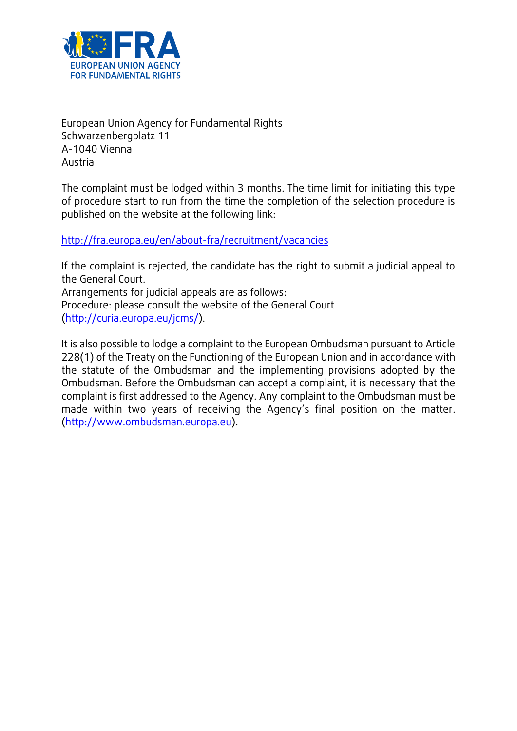European Union Agency for Fundamental Rights
Schwarzenbergplatz 11
A-1040 Vienna
Austria

The complaint must be lodged within 3 months. The time limit for initiating this type of procedure start to run from the time the completion of the selection procedure is published on the website at the following link:

http://fra.europa.eu/en/about-fra/recruitment/vacancies

If the complaint is rejected, the candidate has the right to submit a judicial appeal to the General Court.
Arrangements for judicial appeals are as follows:
Procedure: please consult the website of the General Court (http://curia.europa.eu/jcms/).

It is also possible to lodge a complaint to the European Ombudsman pursuant to Article 228(1) of the Treaty on the Functioning of the European Union and in accordance with the statute of the Ombudsman and the implementing provisions adopted by the Ombudsman. Before the Ombudsman can accept a complaint, it is necessary that the complaint is first addressed to the Agency. Any complaint to the Ombudsman must be made within two years of receiving the Agency's final position on the matter. (http://www.ombudsman.europa.eu).